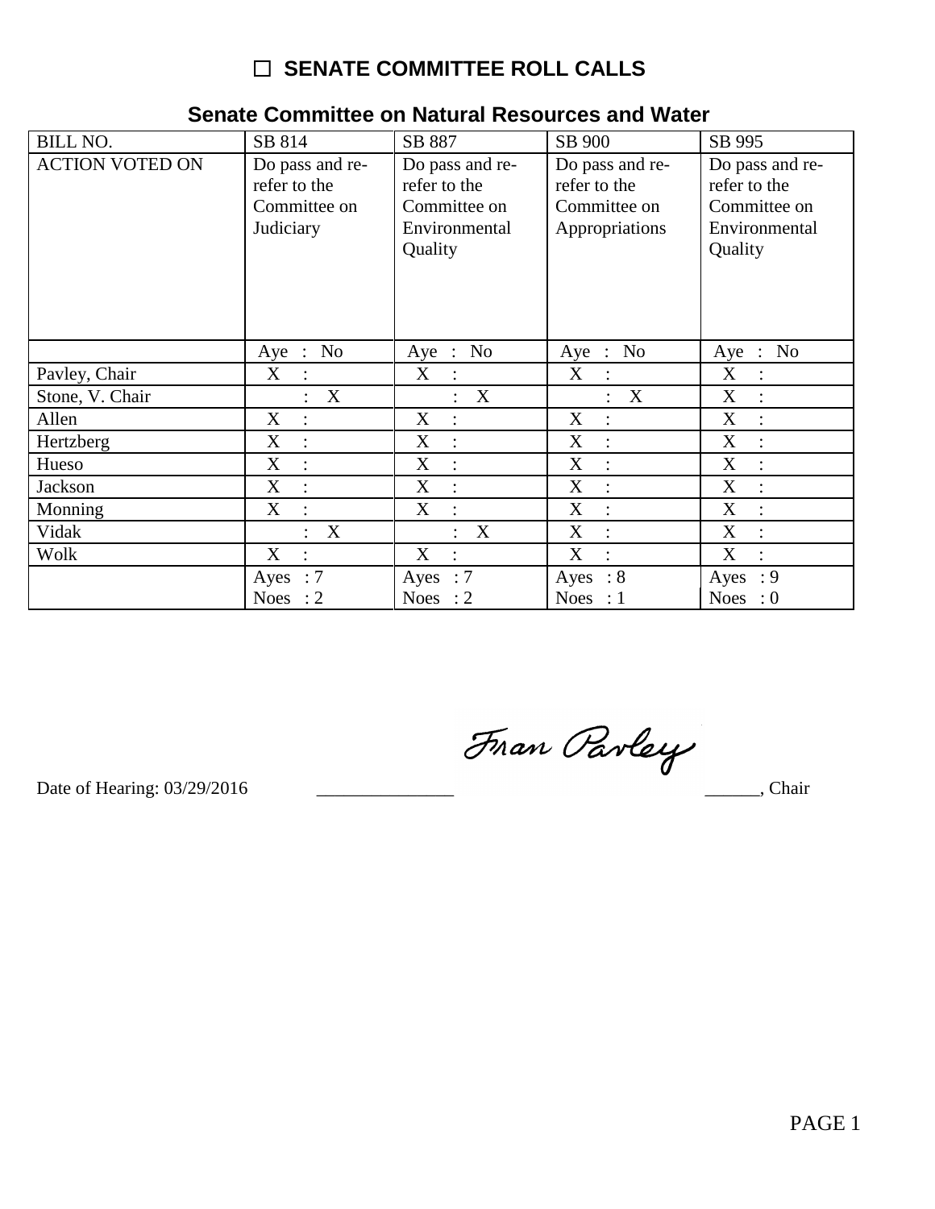# ☐ SENATE COMMITTEE ROLL CALLS

## Senate Committee on Natural Resources and Water

| BILL NO. | SB 814 | SB 887 | SB 900 | SB 995 |
|---|---|---|---|---|
| ACTION VOTED ON | Do pass and re-refer to the Committee on Judiciary | Do pass and re-refer to the Committee on Environmental Quality | Do pass and re-refer to the Committee on Appropriations | Do pass and re-refer to the Committee on Environmental Quality |
| | Aye : No | Aye : No | Aye : No | Aye : No |
| Pavley, Chair | X : | X : | X : | X : |
| Stone, V. Chair | : X | : X | : X | X : |
| Allen | X : | X : | X : | X : |
| Hertzberg | X : | X : | X : | X : |
| Hueso | X : | X : | X : | X : |
| Jackson | X : | X : | X : | X : |
| Monning | X : | X : | X : | X : |
| Vidak | : X | : X | X : | X : |
| Wolk | X : | X : | X : | X : |
| | Ayes : 7<br>Noes : 2 | Ayes : 7<br>Noes : 2 | Ayes : 8<br>Noes : 1 | Ayes : 9<br>Noes : 0 |

Date of Hearing: 03/29/2016 _______________ Fran Pavley ______, Chair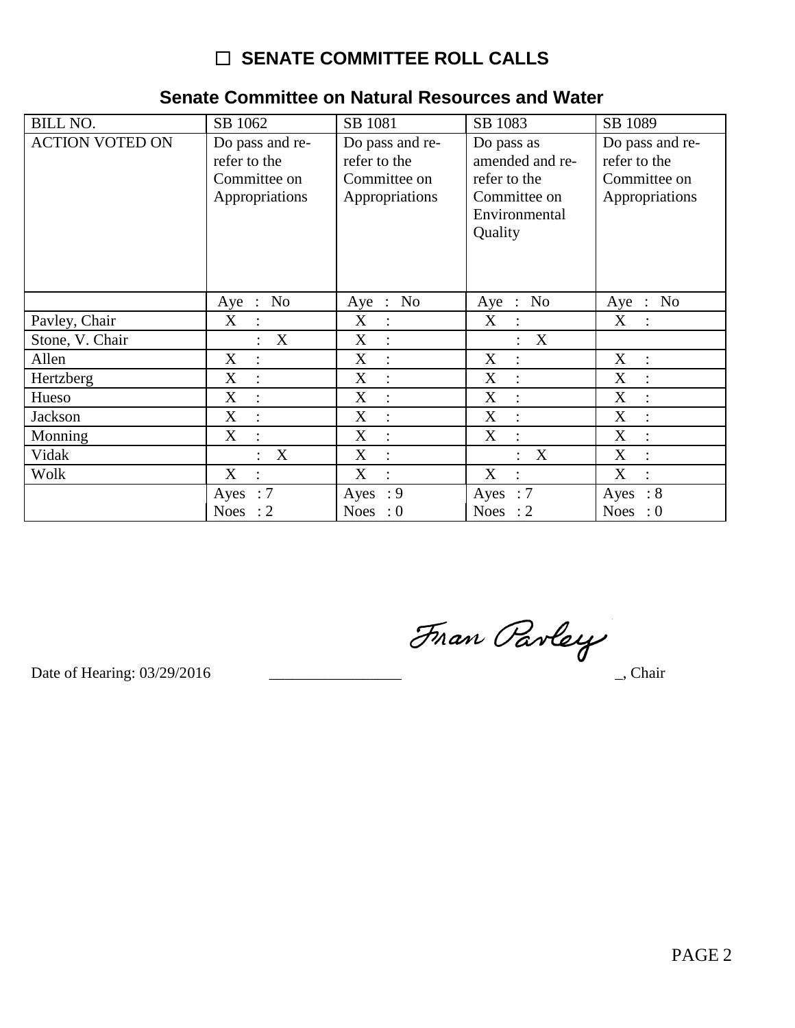# ☐ SENATE COMMITTEE ROLL CALLS

## Senate Committee on Natural Resources and Water

| BILL NO. | SB 1062 | SB 1081 | SB 1083 | SB 1089 |
|---|---|---|---|---|
| ACTION VOTED ON | Do pass and re-refer to the Committee on Appropriations | Do pass and re-refer to the Committee on Appropriations | Do pass as amended and re-refer to the Committee on Environmental Quality | Do pass and re-refer to the Committee on Appropriations |
| | Aye : No | Aye : No | Aye : No | Aye : No |
| Pavley, Chair | X : | X : | X : | X : |
| Stone, V. Chair | : X | X : | : X | |
| Allen | X : | X : | X : | X : |
| Hertzberg | X : | X : | X : | X : |
| Hueso | X : | X : | X : | X : |
| Jackson | X : | X : | X : | X : |
| Monning | X : | X : | X : | X : |
| Vidak | : X | X : | : X | X : |
| Wolk | X : | X : | X : | X : |
| | Ayes : 7<br>Noes : 2 | Ayes : 9<br>Noes : 0 | Ayes : 7<br>Noes : 2 | Ayes : 8<br>Noes : 0 |

Date of Hearing: 03/29/2016 ________________ Fran Pavley _, Chair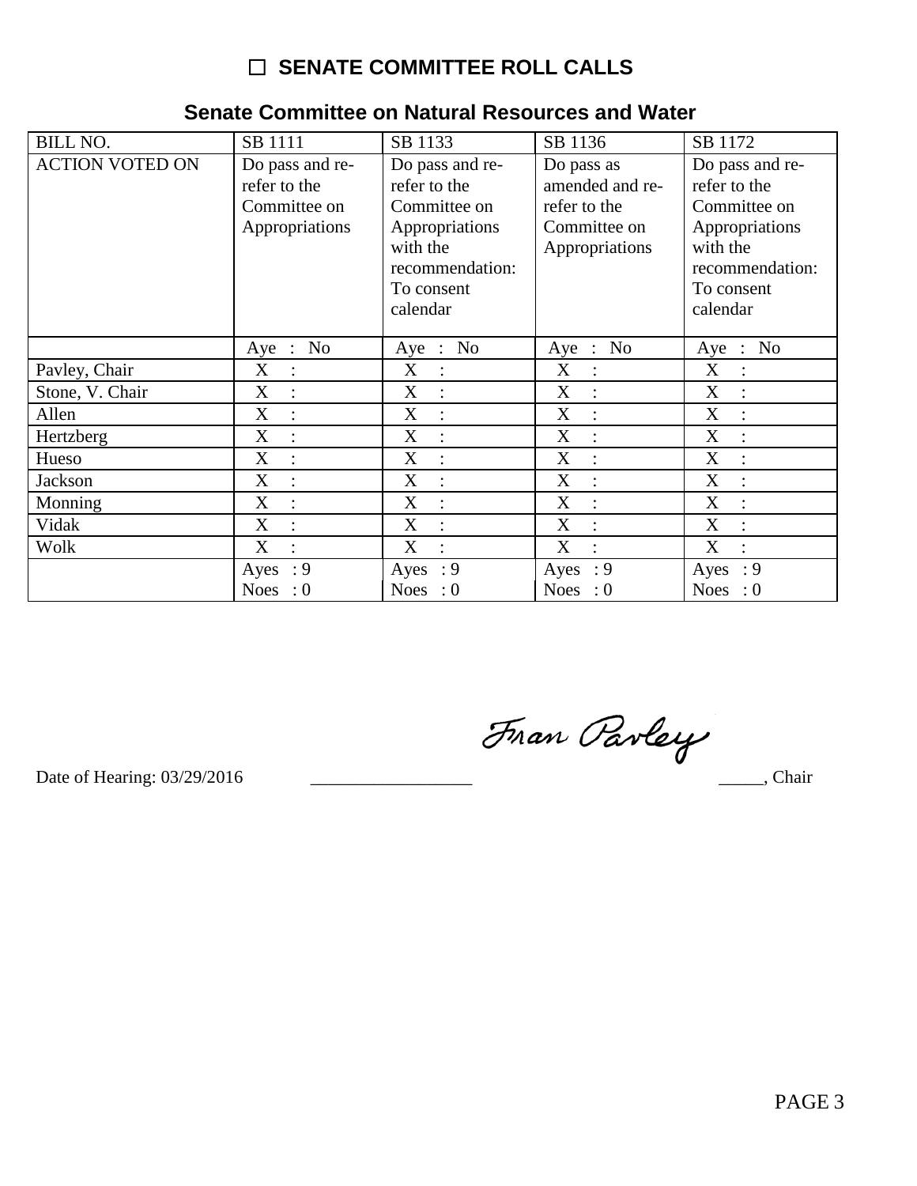## ☐ SENATE COMMITTEE ROLL CALLS

### Senate Committee on Natural Resources and Water

| BILL NO. | SB 1111 | SB 1133 | SB 1136 | SB 1172 |
|---|---|---|---|---|
| ACTION VOTED ON | Do pass and re-refer to the Committee on Appropriations | Do pass and re-refer to the Committee on Appropriations with the recommendation: To consent calendar | Do pass as amended and re-refer to the Committee on Appropriations | Do pass and re-refer to the Committee on Appropriations with the recommendation: To consent calendar |
| | Aye : No | Aye : No | Aye : No | Aye : No |
| Pavley, Chair | X : | X : | X : | X : |
| Stone, V. Chair | X : | X : | X : | X : |
| Allen | X : | X : | X : | X : |
| Hertzberg | X : | X : | X : | X : |
| Hueso | X : | X : | X : | X : |
| Jackson | X : | X : | X : | X : |
| Monning | X : | X : | X : | X : |
| Vidak | X : | X : | X : | X : |
| Wolk | X : | X : | X : | X : |
| | Ayes : 9<br>Noes : 0 | Ayes : 9<br>Noes : 0 | Ayes : 9<br>Noes : 0 | Ayes : 9<br>Noes : 0 |

Date of Hearing: 03/29/2016 __________________ Fran Pavley _____, Chair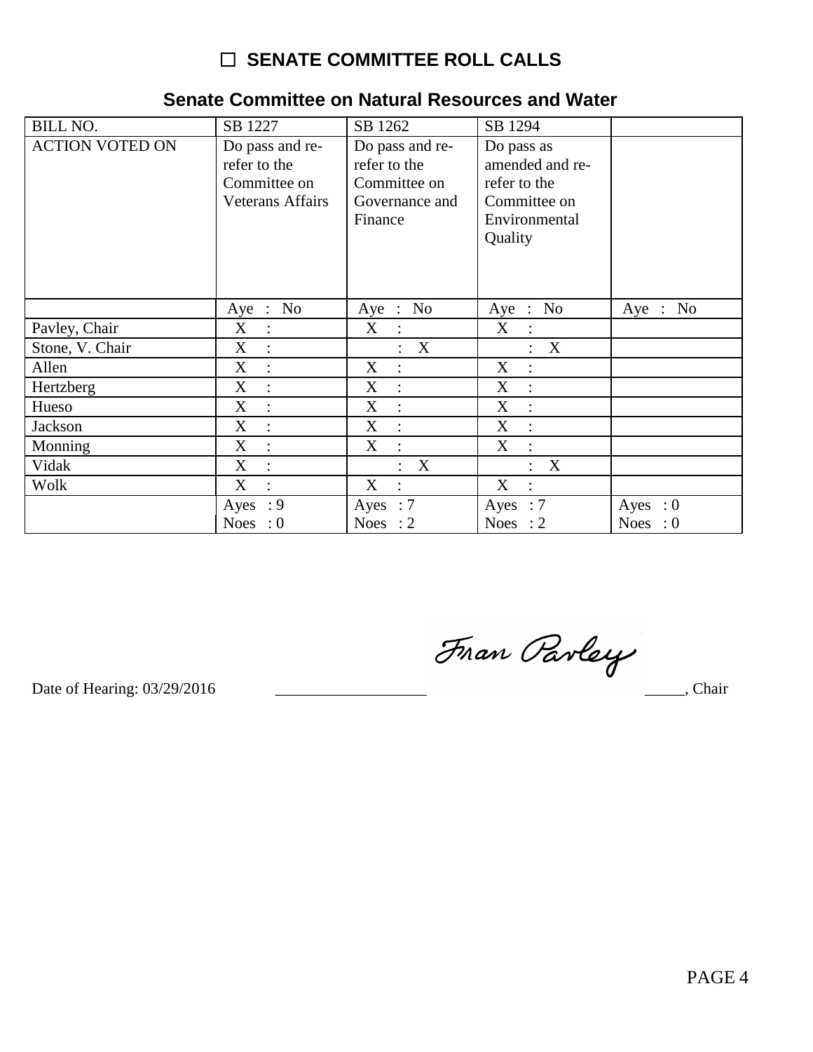## ☐ SENATE COMMITTEE ROLL CALLS

### Senate Committee on Natural Resources and Water

| BILL NO. | SB 1227 | SB 1262 | SB 1294 | |
|---|---|---|---|---|
| ACTION VOTED ON | Do pass and re-refer to the Committee on Veterans Affairs | Do pass and re-refer to the Committee on Governance and Finance | Do pass as amended and re-refer to the Committee on Environmental Quality | |
| | Aye : No | Aye : No | Aye : No | Aye : No |
| Pavley, Chair | X : | X : | X : | |
| Stone, V. Chair | X : | : X | : X | |
| Allen | X : | X : | X : | |
| Hertzberg | X : | X : | X : | |
| Hueso | X : | X : | X : | |
| Jackson | X : | X : | X : | |
| Monning | X : | X : | X : | |
| Vidak | X : | : X | : X | |
| Wolk | X : | X : | X : | |
| | Ayes : 9<br>Noes : 0 | Ayes : 7<br>Noes : 2 | Ayes : 7<br>Noes : 2 | Ayes : 0<br>Noes : 0 |

Date of Hearing: 03/29/2016 ___________________ Fran Pavley _____, Chair